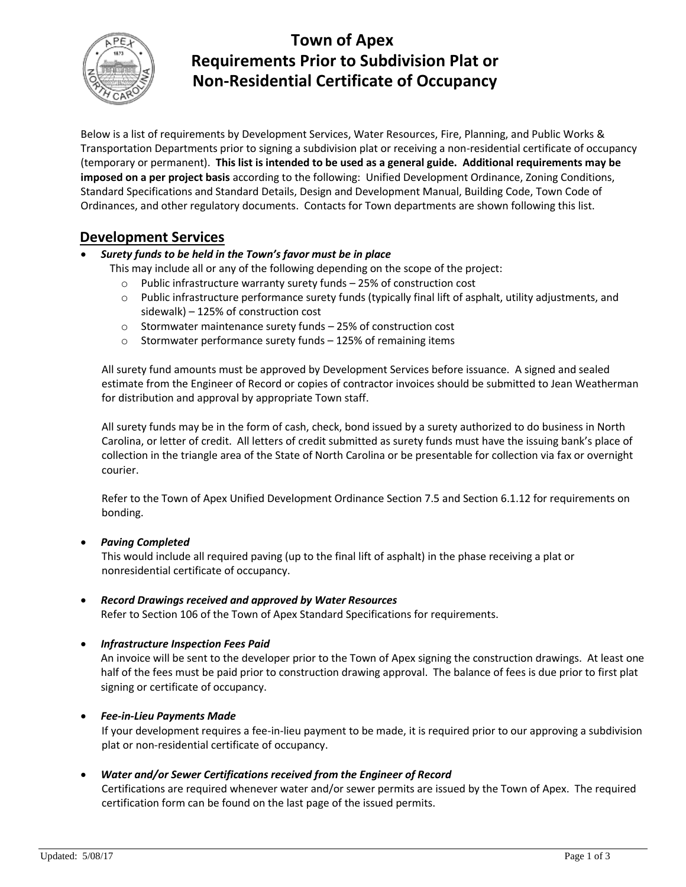# Town of Apex
# Requirements Prior to Subdivision Plat or Non-Residential Certificate of Occupancy

Below is a list of requirements by Development Services, Water Resources, Fire, Planning, and Public Works & Transportation Departments prior to signing a subdivision plat or receiving a non-residential certificate of occupancy (temporary or permanent). **This list is intended to be used as a general guide. Additional requirements may be imposed on a per project basis** according to the following: Unified Development Ordinance, Zoning Conditions, Standard Specifications and Standard Details, Design and Development Manual, Building Code, Town Code of Ordinances, and other regulatory documents. Contacts for Town departments are shown following this list.

## Development Services

- ***Surety funds to be held in the Town's favor must be in place***

  This may include all or any of the following depending on the scope of the project:
  - Public infrastructure warranty surety funds – 25% of construction cost
  - Public infrastructure performance surety funds (typically final lift of asphalt, utility adjustments, and sidewalk) – 125% of construction cost
  - Stormwater maintenance surety funds – 25% of construction cost
  - Stormwater performance surety funds – 125% of remaining items

  All surety fund amounts must be approved by Development Services before issuance. A signed and sealed estimate from the Engineer of Record or copies of contractor invoices should be submitted to Jean Weatherman for distribution and approval by appropriate Town staff.

  All surety funds may be in the form of cash, check, bond issued by a surety authorized to do business in North Carolina, or letter of credit. All letters of credit submitted as surety funds must have the issuing bank's place of collection in the triangle area of the State of North Carolina or be presentable for collection via fax or overnight courier.

  Refer to the Town of Apex Unified Development Ordinance Section 7.5 and Section 6.1.12 for requirements on bonding.

- ***Paving Completed***

  This would include all required paving (up to the final lift of asphalt) in the phase receiving a plat or nonresidential certificate of occupancy.

- ***Record Drawings received and approved by Water Resources***

  Refer to Section 106 of the Town of Apex Standard Specifications for requirements.

- ***Infrastructure Inspection Fees Paid***

  An invoice will be sent to the developer prior to the Town of Apex signing the construction drawings. At least one half of the fees must be paid prior to construction drawing approval. The balance of fees is due prior to first plat signing or certificate of occupancy.

- ***Fee-in-Lieu Payments Made***

  If your development requires a fee-in-lieu payment to be made, it is required prior to our approving a subdivision plat or non-residential certificate of occupancy.

- ***Water and/or Sewer Certifications received from the Engineer of Record***

  Certifications are required whenever water and/or sewer permits are issued by the Town of Apex. The required certification form can be found on the last page of the issued permits.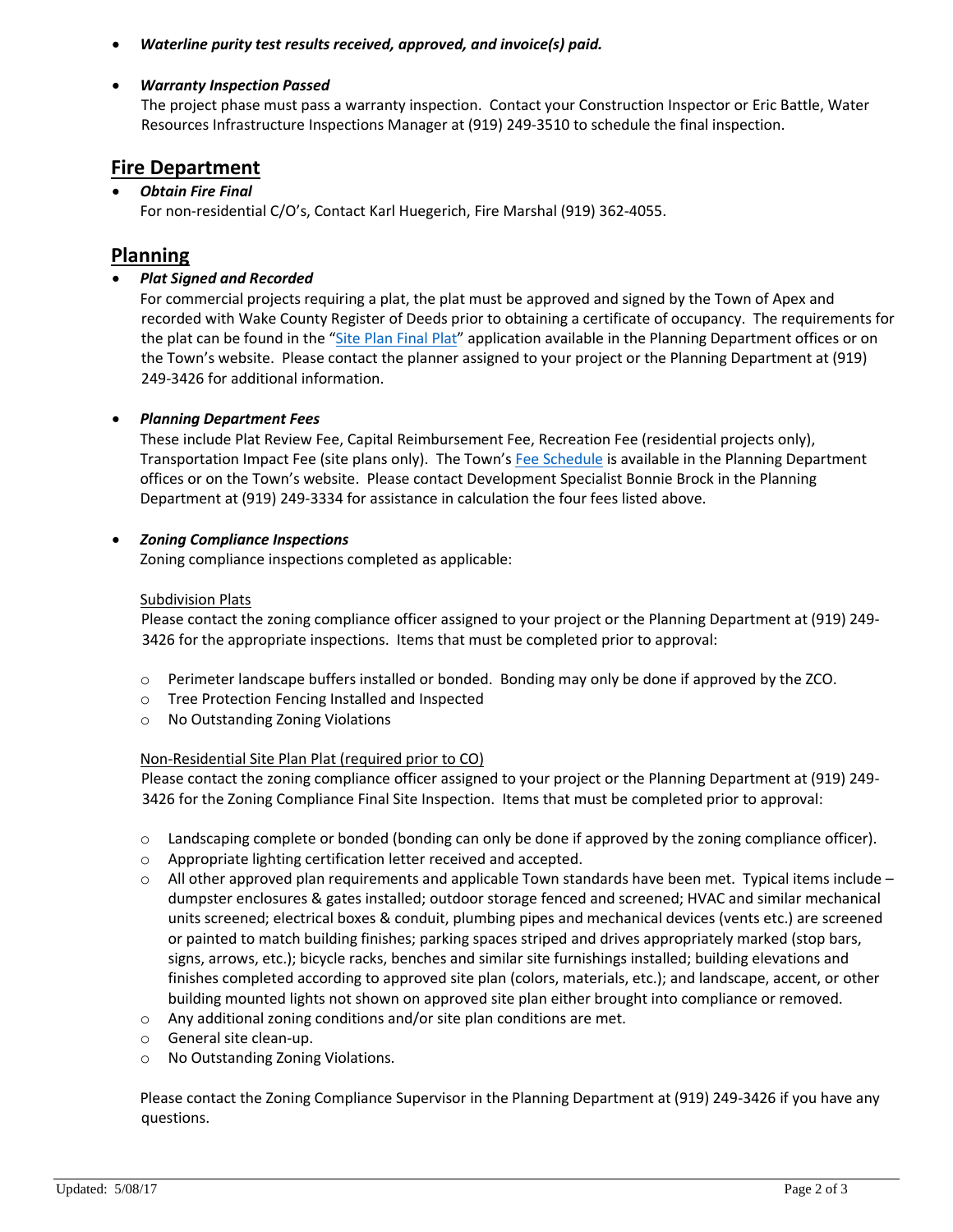- ***Waterline purity test results received, approved, and invoice(s) paid.***

- ***Warranty Inspection Passed***
  The project phase must pass a warranty inspection. Contact your Construction Inspector or Eric Battle, Water Resources Infrastructure Inspections Manager at (919) 249-3510 to schedule the final inspection.

## Fire Department

- ***Obtain Fire Final***
  For non-residential C/O's, Contact Karl Huegerich, Fire Marshal (919) 362-4055.

## Planning

- ***Plat Signed and Recorded***
  For commercial projects requiring a plat, the plat must be approved and signed by the Town of Apex and recorded with Wake County Register of Deeds prior to obtaining a certificate of occupancy. The requirements for the plat can be found in the "Site Plan Final Plat" application available in the Planning Department offices or on the Town's website. Please contact the planner assigned to your project or the Planning Department at (919) 249-3426 for additional information.

- ***Planning Department Fees***
  These include Plat Review Fee, Capital Reimbursement Fee, Recreation Fee (residential projects only), Transportation Impact Fee (site plans only). The Town's Fee Schedule is available in the Planning Department offices or on the Town's website. Please contact Development Specialist Bonnie Brock in the Planning Department at (919) 249-3334 for assistance in calculation the four fees listed above.

- ***Zoning Compliance Inspections***
  Zoning compliance inspections completed as applicable:

  Subdivision Plats
  Please contact the zoning compliance officer assigned to your project or the Planning Department at (919) 249-3426 for the appropriate inspections. Items that must be completed prior to approval:

  - Perimeter landscape buffers installed or bonded. Bonding may only be done if approved by the ZCO.
  - Tree Protection Fencing Installed and Inspected
  - No Outstanding Zoning Violations

  Non-Residential Site Plan Plat (required prior to CO)
  Please contact the zoning compliance officer assigned to your project or the Planning Department at (919) 249-3426 for the Zoning Compliance Final Site Inspection. Items that must be completed prior to approval:

  - Landscaping complete or bonded (bonding can only be done if approved by the zoning compliance officer).
  - Appropriate lighting certification letter received and accepted.
  - All other approved plan requirements and applicable Town standards have been met. Typical items include – dumpster enclosures & gates installed; outdoor storage fenced and screened; HVAC and similar mechanical units screened; electrical boxes & conduit, plumbing pipes and mechanical devices (vents etc.) are screened or painted to match building finishes; parking spaces striped and drives appropriately marked (stop bars, signs, arrows, etc.); bicycle racks, benches and similar site furnishings installed; building elevations and finishes completed according to approved site plan (colors, materials, etc.); and landscape, accent, or other building mounted lights not shown on approved site plan either brought into compliance or removed.
  - Any additional zoning conditions and/or site plan conditions are met.
  - General site clean-up.
  - No Outstanding Zoning Violations.

  Please contact the Zoning Compliance Supervisor in the Planning Department at (919) 249-3426 if you have any questions.

Updated: 5/08/17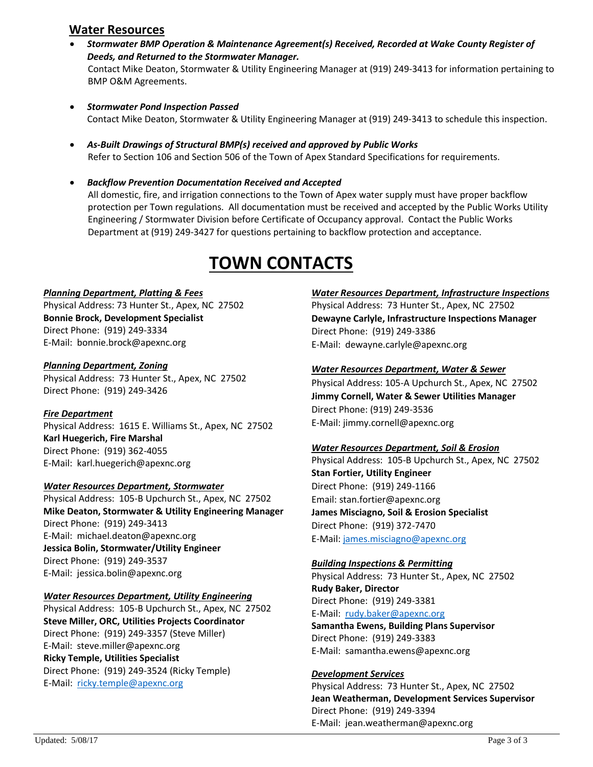## Water Resources

- ***Stormwater BMP Operation & Maintenance Agreement(s) Received, Recorded at Wake County Register of Deeds, and Returned to the Stormwater Manager.***
  Contact Mike Deaton, Stormwater & Utility Engineering Manager at (919) 249-3413 for information pertaining to BMP O&M Agreements.

- ***Stormwater Pond Inspection Passed***
  Contact Mike Deaton, Stormwater & Utility Engineering Manager at (919) 249-3413 to schedule this inspection.

- ***As-Built Drawings of Structural BMP(s) received and approved by Public Works***
  Refer to Section 106 and Section 506 of the Town of Apex Standard Specifications for requirements.

- ***Backflow Prevention Documentation Received and Accepted***
  All domestic, fire, and irrigation connections to the Town of Apex water supply must have proper backflow protection per Town regulations. All documentation must be received and accepted by the Public Works Utility Engineering / Stormwater Division before Certificate of Occupancy approval. Contact the Public Works Department at (919) 249-3427 for questions pertaining to backflow protection and acceptance.

# TOWN CONTACTS

***Planning Department, Platting & Fees***
Physical Address: 73 Hunter St., Apex, NC 27502
**Bonnie Brock, Development Specialist**
Direct Phone: (919) 249-3334
E-Mail: bonnie.brock@apexnc.org

***Planning Department, Zoning***
Physical Address: 73 Hunter St., Apex, NC 27502
Direct Phone: (919) 249-3426

***Fire Department***
Physical Address: 1615 E. Williams St., Apex, NC 27502
**Karl Huegerich, Fire Marshal**
Direct Phone: (919) 362-4055
E-Mail: karl.huegerich@apexnc.org

***Water Resources Department, Stormwater***
Physical Address: 105-B Upchurch St., Apex, NC 27502
**Mike Deaton, Stormwater & Utility Engineering Manager**
Direct Phone: (919) 249-3413
E-Mail: michael.deaton@apexnc.org
**Jessica Bolin, Stormwater/Utility Engineer**
Direct Phone: (919) 249-3537
E-Mail: jessica.bolin@apexnc.org

***Water Resources Department, Utility Engineering***
Physical Address: 105-B Upchurch St., Apex, NC 27502
**Steve Miller, ORC, Utilities Projects Coordinator**
Direct Phone: (919) 249-3357 (Steve Miller)
E-Mail: steve.miller@apexnc.org
**Ricky Temple, Utilities Specialist**
Direct Phone: (919) 249-3524 (Ricky Temple)
E-Mail: ricky.temple@apexnc.org

***Water Resources Department, Infrastructure Inspections***
Physical Address: 73 Hunter St., Apex, NC 27502
**Dewayne Carlyle, Infrastructure Inspections Manager**
Direct Phone: (919) 249-3386
E-Mail: dewayne.carlyle@apexnc.org

***Water Resources Department, Water & Sewer***
Physical Address: 105-A Upchurch St., Apex, NC 27502
**Jimmy Cornell, Water & Sewer Utilities Manager**
Direct Phone: (919) 249-3536
E-Mail: jimmy.cornell@apexnc.org

***Water Resources Department, Soil & Erosion***
Physical Address: 105-B Upchurch St., Apex, NC 27502
**Stan Fortier, Utility Engineer**
Direct Phone: (919) 249-1166
Email: stan.fortier@apexnc.org
**James Misciagno, Soil & Erosion Specialist**
Direct Phone: (919) 372-7470
E-Mail: james.misciagno@apexnc.org

***Building Inspections & Permitting***
Physical Address: 73 Hunter St., Apex, NC 27502
**Rudy Baker, Director**
Direct Phone: (919) 249-3381
E-Mail: rudy.baker@apexnc.org
**Samantha Ewens, Building Plans Supervisor**
Direct Phone: (919) 249-3383
E-Mail: samantha.ewens@apexnc.org

***Development Services***
Physical Address: 73 Hunter St., Apex, NC 27502
**Jean Weatherman, Development Services Supervisor**
Direct Phone: (919) 249-3394
E-Mail: jean.weatherman@apexnc.org

Updated: 5/08/17